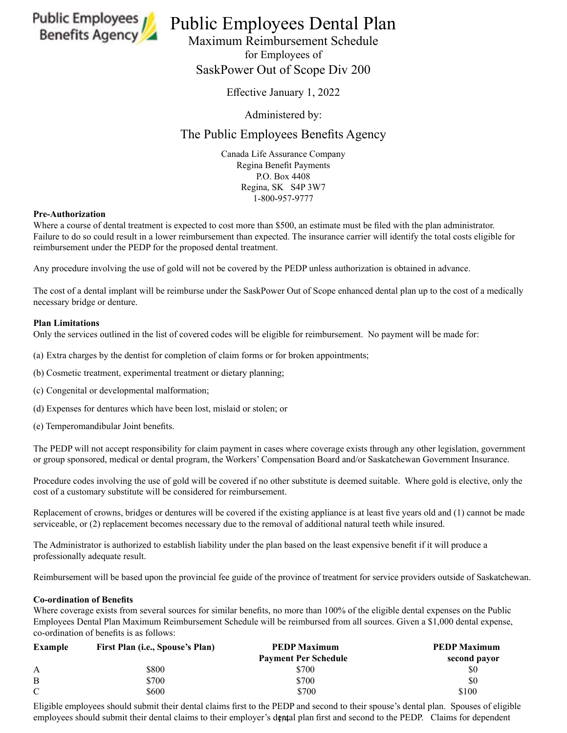# Public Employees Dental Plan

## Maximum Reimbursement Schedule
for Employees of
SaskPower Out of Scope Div 200

Effective January 1, 2022

Administered by:

The Public Employees Benefits Agency

Canada Life Assurance Company
Regina Benefit Payments
P.O. Box 4408
Regina, SK S4P 3W7
1-800-957-9777

**Pre-Authorization**

Where a course of dental treatment is expected to cost more than $500, an estimate must be filed with the plan administrator. Failure to do so could result in a lower reimbursement than expected. The insurance carrier will identify the total costs eligible for reimbursement under the PEDP for the proposed dental treatment.

Any procedure involving the use of gold will not be covered by the PEDP unless authorization is obtained in advance.

The cost of a dental implant will be reimburse under the SaskPower Out of Scope enhanced dental plan up to the cost of a medically necessary bridge or denture.

**Plan Limitations**

Only the services outlined in the list of covered codes will be eligible for reimbursement. No payment will be made for:

(a) Extra charges by the dentist for completion of claim forms or for broken appointments;

(b) Cosmetic treatment, experimental treatment or dietary planning;

(c) Congenital or developmental malformation;

(d) Expenses for dentures which have been lost, mislaid or stolen; or

(e) Temperomandibular Joint benefits.

The PEDP will not accept responsibility for claim payment in cases where coverage exists through any other legislation, government or group sponsored, medical or dental program, the Workers' Compensation Board and/or Saskatchewan Government Insurance.

Procedure codes involving the use of gold will be covered if no other substitute is deemed suitable. Where gold is elective, only the cost of a customary substitute will be considered for reimbursement.

Replacement of crowns, bridges or dentures will be covered if the existing appliance is at least five years old and (1) cannot be made serviceable, or (2) replacement becomes necessary due to the removal of additional natural teeth while insured.

The Administrator is authorized to establish liability under the plan based on the least expensive benefit if it will produce a professionally adequate result.

Reimbursement will be based upon the provincial fee guide of the province of treatment for service providers outside of Saskatchewan.

**Co-ordination of Benefits**

Where coverage exists from several sources for similar benefits, no more than 100% of the eligible dental expenses on the Public Employees Dental Plan Maximum Reimbursement Schedule will be reimbursed from all sources. Given a $1,000 dental expense, co-ordination of benefits is as follows:

| Example | First Plan (i.e., Spouse's Plan) | PEDP Maximum Payment Per Schedule | PEDP Maximum second payor |
|---|---|---|---|
| A | $800 | $700 | $0 |
| B | $700 | $700 | $0 |
| C | $600 | $700 | $100 |

Eligible employees should submit their dental claims first to the PEDP and second to their spouse's dental plan. Spouses of eligible employees should submit their dental claims to their employer's dental plan first and second to the PEDP. Claims for dependent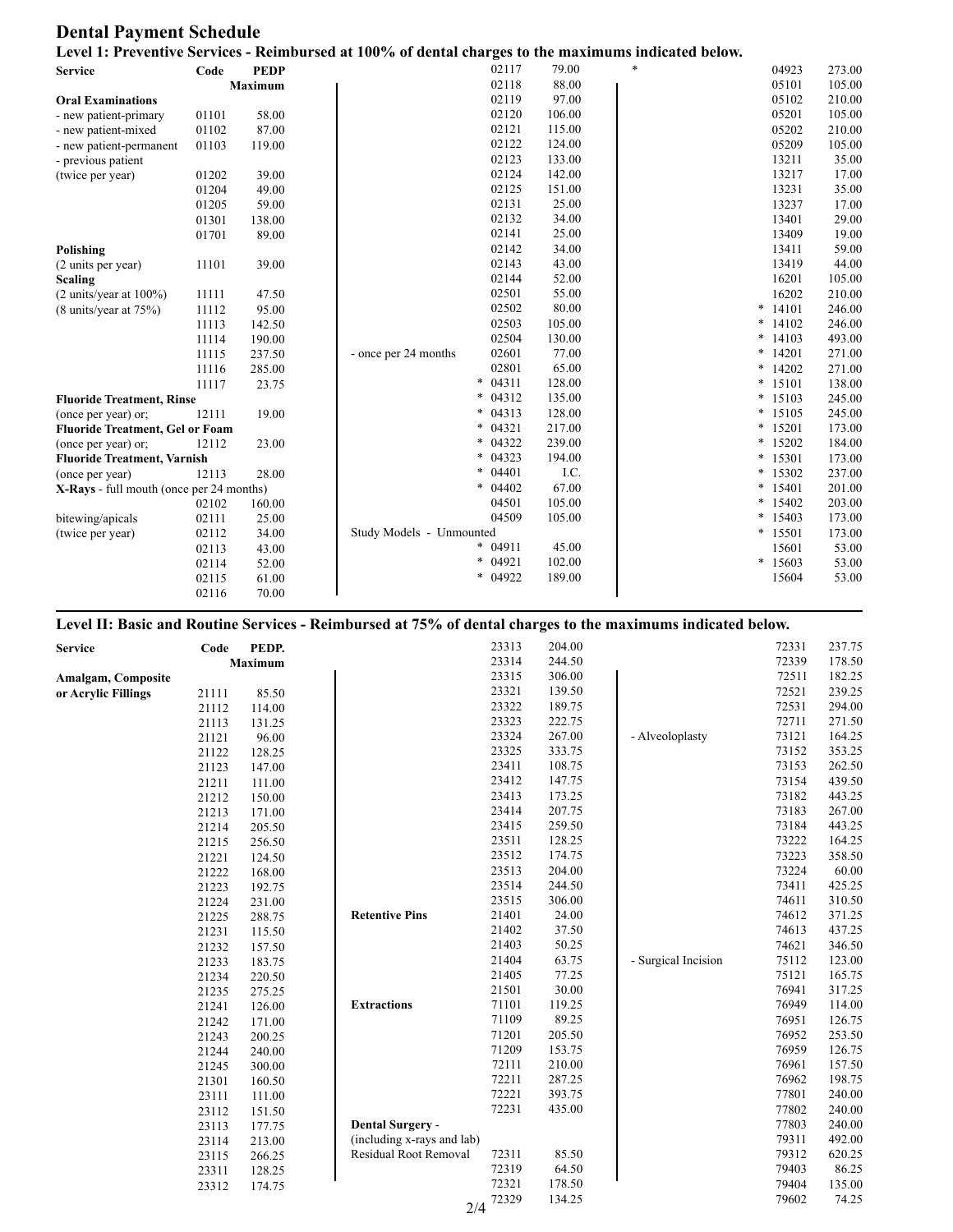# Dental Payment Schedule

## Level 1: Preventive Services - Reimbursed at 100% of dental charges to the maximums indicated below.

| Service | Code | PEDP Maximum |
|---|---|---|
| **Oral Examinations** | | |
| - new patient-primary | 01101 | 58.00 |
| - new patient-mixed | 01102 | 87.00 |
| - new patient-permanent | 01103 | 119.00 |
| - previous patient (twice per year) | 01202 | 39.00 |
| | 01204 | 49.00 |
| | 01205 | 59.00 |
| | 01301 | 138.00 |
| | 01701 | 89.00 |
| **Polishing** (2 units per year) | 11101 | 39.00 |
| **Scaling** (2 units/year at 100%) | 11111 | 47.50 |
| (8 units/year at 75%) | 11112 | 95.00 |
| | 11113 | 142.50 |
| | 11114 | 190.00 |
| | 11115 | 237.50 |
| | 11116 | 285.00 |
| | 11117 | 23.75 |
| **Fluoride Treatment, Rinse** (once per year) or; | 12111 | 19.00 |
| **Fluoride Treatment, Gel or Foam** (once per year) or; | 12112 | 23.00 |
| **Fluoride Treatment, Varnish** (once per year) | 12113 | 28.00 |
| **X-Rays** - full mouth (once per 24 months) | 02102 | 160.00 |
| bitewing/apicals | 02111 | 25.00 |
| (twice per year) | 02112 | 34.00 |
| | 02113 | 43.00 |
| | 02114 | 52.00 |
| | 02115 | 61.00 |
| | 02116 | 70.00 |
| | 02117 | 79.00 |
| | 02118 | 88.00 |
| | 02119 | 97.00 |
| | 02120 | 106.00 |
| | 02121 | 115.00 |
| | 02122 | 124.00 |
| | 02123 | 133.00 |
| | 02124 | 142.00 |
| | 02125 | 151.00 |
| | 02131 | 25.00 |
| | 02132 | 34.00 |
| | 02141 | 25.00 |
| | 02142 | 34.00 |
| | 02143 | 43.00 |
| | 02144 | 52.00 |
| | 02501 | 55.00 |
| | 02502 | 80.00 |
| | 02503 | 105.00 |
| | 02504 | 130.00 |
| - once per 24 months | 02601 | 77.00 |
| | 02801 | 65.00 |
| | * 04311 | 128.00 |
| | * 04312 | 135.00 |
| | * 04313 | 128.00 |
| | * 04321 | 217.00 |
| | * 04322 | 239.00 |
| | * 04323 | 194.00 |
| | * 04401 | I.C. |
| | * 04402 | 67.00 |
| | 04501 | 105.00 |
| | 04509 | 105.00 |
| Study Models - Unmounted | | |
| | * 04911 | 45.00 |
| | * 04921 | 102.00 |
| | * 04922 | 189.00 |
| * | 04923 | 273.00 |
| | 05101 | 105.00 |
| | 05102 | 210.00 |
| | 05201 | 105.00 |
| | 05202 | 210.00 |
| | 05209 | 105.00 |
| | 13211 | 35.00 |
| | 13217 | 17.00 |
| | 13231 | 35.00 |
| | 13237 | 17.00 |
| | 13401 | 29.00 |
| | 13409 | 19.00 |
| | 13411 | 59.00 |
| | 13419 | 44.00 |
| | 16201 | 105.00 |
| | 16202 | 210.00 |
| | * 14101 | 246.00 |
| | * 14102 | 246.00 |
| | * 14103 | 493.00 |
| | * 14201 | 271.00 |
| | * 14202 | 271.00 |
| | * 15101 | 138.00 |
| | * 15103 | 245.00 |
| | * 15105 | 245.00 |
| | * 15201 | 173.00 |
| | * 15202 | 184.00 |
| | * 15301 | 173.00 |
| | * 15302 | 237.00 |
| | * 15401 | 201.00 |
| | * 15402 | 203.00 |
| | * 15403 | 173.00 |
| | * 15501 | 173.00 |
| | 15601 | 53.00 |
| | * 15603 | 53.00 |
| | 15604 | 53.00 |

## Level II: Basic and Routine Services - Reimbursed at 75% of dental charges to the maximums indicated below.

| Service | Code | PEDP. Maximum |
|---|---|---|
| **Amalgam, Composite or Acrylic Fillings** | 21111 | 85.50 |
| | 21112 | 114.00 |
| | 21113 | 131.25 |
| | 21121 | 96.00 |
| | 21122 | 128.25 |
| | 21123 | 147.00 |
| | 21211 | 111.00 |
| | 21212 | 150.00 |
| | 21213 | 171.00 |
| | 21214 | 205.50 |
| | 21215 | 256.50 |
| | 21221 | 124.50 |
| | 21222 | 168.00 |
| | 21223 | 192.75 |
| | 21224 | 231.00 |
| | 21225 | 288.75 |
| | 21231 | 115.50 |
| | 21232 | 157.50 |
| | 21233 | 183.75 |
| | 21234 | 220.50 |
| | 21235 | 275.25 |
| | 21241 | 126.00 |
| | 21242 | 171.00 |
| | 21243 | 200.25 |
| | 21244 | 240.00 |
| | 21245 | 300.00 |
| | 21301 | 160.50 |
| | 23111 | 111.00 |
| | 23112 | 151.50 |
| | 23113 | 177.75 |
| | 23114 | 213.00 |
| | 23115 | 266.25 |
| | 23311 | 128.25 |
| | 23312 | 174.75 |
| | 23313 | 204.00 |
| | 23314 | 244.50 |
| | 23315 | 306.00 |
| | 23321 | 139.50 |
| | 23322 | 189.75 |
| | 23323 | 222.75 |
| | 23324 | 267.00 |
| | 23325 | 333.75 |
| | 23411 | 108.75 |
| | 23412 | 147.75 |
| | 23413 | 173.25 |
| | 23414 | 207.75 |
| | 23415 | 259.50 |
| | 23511 | 128.25 |
| | 23512 | 174.75 |
| | 23513 | 204.00 |
| | 23514 | 244.50 |
| | 23515 | 306.00 |
| **Retentive Pins** | 21401 | 24.00 |
| | 21402 | 37.50 |
| | 21403 | 50.25 |
| | 21404 | 63.75 |
| | 21405 | 77.25 |
| | 21501 | 30.00 |
| **Extractions** | 71101 | 119.25 |
| | 71109 | 89.25 |
| | 71201 | 205.50 |
| | 71209 | 153.75 |
| | 72111 | 210.00 |
| | 72211 | 287.25 |
| | 72221 | 393.75 |
| | 72231 | 435.00 |
| **Dental Surgery** - (including x-rays and lab) | | |
| Residual Root Removal | 72311 | 85.50 |
| | 72319 | 64.50 |
| | 72321 | 178.50 |
| | 72329 | 134.25 |
| | 72331 | 237.75 |
| | 72339 | 178.50 |
| | 72511 | 182.25 |
| | 72521 | 239.25 |
| | 72531 | 294.00 |
| | 72711 | 271.50 |
| - Alveoloplasty | 73121 | 164.25 |
| | 73152 | 353.25 |
| | 73153 | 262.50 |
| | 73154 | 439.50 |
| | 73182 | 443.25 |
| | 73183 | 267.00 |
| | 73184 | 443.25 |
| | 73222 | 164.25 |
| | 73223 | 358.50 |
| | 73224 | 60.00 |
| | 73411 | 425.25 |
| | 74611 | 310.50 |
| | 74612 | 371.25 |
| | 74613 | 437.25 |
| | 74621 | 346.50 |
| - Surgical Incision | 75112 | 123.00 |
| | 75121 | 165.75 |
| | 76941 | 317.25 |
| | 76949 | 114.00 |
| | 76951 | 126.75 |
| | 76952 | 253.50 |
| | 76959 | 126.75 |
| | 76961 | 157.50 |
| | 76962 | 198.75 |
| | 77801 | 240.00 |
| | 77802 | 240.00 |
| | 77803 | 240.00 |
| | 79311 | 492.00 |
| | 79312 | 620.25 |
| | 79403 | 86.25 |
| | 79404 | 135.00 |
| | 79602 | 74.25 |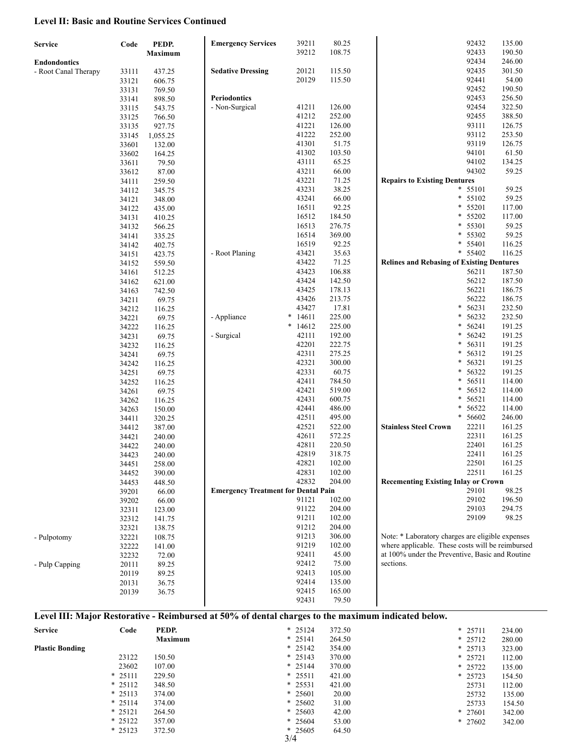## Level II: Basic and Routine Services Continued

| Service | Code | PEDP. Maximum |
|---|---|---|
| **Endondontics** | | |
| - Root Canal Therapy | 33111 | 437.25 |
| | 33121 | 606.75 |
| | 33131 | 769.50 |
| | 33141 | 898.50 |
| | 33115 | 543.75 |
| | 33125 | 766.50 |
| | 33135 | 927.75 |
| | 33145 | 1,055.25 |
| | 33601 | 132.00 |
| | 33602 | 164.25 |
| | 33611 | 79.50 |
| | 33612 | 87.00 |
| | 34111 | 259.50 |
| | 34112 | 345.75 |
| | 34121 | 348.00 |
| | 34122 | 435.00 |
| | 34131 | 410.25 |
| | 34132 | 566.25 |
| | 34141 | 335.25 |
| | 34142 | 402.75 |
| | 34151 | 423.75 |
| | 34152 | 559.50 |
| | 34161 | 512.25 |
| | 34162 | 621.00 |
| | 34163 | 742.50 |
| | 34211 | 69.75 |
| | 34212 | 116.25 |
| | 34221 | 69.75 |
| | 34222 | 116.25 |
| | 34231 | 69.75 |
| | 34232 | 116.25 |
| | 34241 | 69.75 |
| | 34242 | 116.25 |
| | 34251 | 69.75 |
| | 34252 | 116.25 |
| | 34261 | 69.75 |
| | 34262 | 116.25 |
| | 34263 | 150.00 |
| | 34411 | 320.25 |
| | 34412 | 387.00 |
| | 34421 | 240.00 |
| | 34422 | 240.00 |
| | 34423 | 240.00 |
| | 34451 | 258.00 |
| | 34452 | 390.00 |
| | 34453 | 448.50 |
| | 39201 | 66.00 |
| | 39202 | 66.00 |
| | 32311 | 123.00 |
| | 32312 | 141.75 |
| | 32321 | 138.75 |
| - Pulpotomy | 32221 | 108.75 |
| | 32222 | 141.00 |
| | 32232 | 72.00 |
| - Pulp Capping | 20111 | 89.25 |
| | 20119 | 89.25 |
| | 20131 | 36.75 |
| | 20139 | 36.75 |
| **Emergency Services** | 39211 | 80.25 |
| | 39212 | 108.75 |
| **Sedative Dressing** | 20121 | 115.50 |
| | 20129 | 115.50 |
| **Periodontics** | | |
| - Non-Surgical | 41211 | 126.00 |
| | 41212 | 252.00 |
| | 41221 | 126.00 |
| | 41222 | 252.00 |
| | 41301 | 51.75 |
| | 41302 | 103.50 |
| | 43111 | 65.25 |
| | 43211 | 66.00 |
| | 43221 | 71.25 |
| | 43231 | 38.25 |
| | 43241 | 66.00 |
| | 16511 | 92.25 |
| | 16512 | 184.50 |
| | 16513 | 276.75 |
| | 16514 | 369.00 |
| | 16519 | 92.25 |
| - Root Planing | 43421 | 35.63 |
| | 43422 | 71.25 |
| | 43423 | 106.88 |
| | 43424 | 142.50 |
| | 43425 | 178.13 |
| | 43426 | 213.75 |
| | 43427 | 17.81 |
| - Appliance | * 14611 | 225.00 |
| | * 14612 | 225.00 |
| - Surgical | 42111 | 192.00 |
| | 42201 | 222.75 |
| | 42311 | 275.25 |
| | 42321 | 300.00 |
| | 42331 | 60.75 |
| | 42411 | 784.50 |
| | 42421 | 519.00 |
| | 42431 | 600.75 |
| | 42441 | 486.00 |
| | 42511 | 495.00 |
| | 42521 | 522.00 |
| | 42611 | 572.25 |
| | 42811 | 220.50 |
| | 42819 | 318.75 |
| | 42821 | 102.00 |
| | 42831 | 102.00 |
| | 42832 | 204.00 |
| **Emergency Treatment for Dental Pain** | | |
| | 91121 | 102.00 |
| | 91122 | 204.00 |
| | 91211 | 102.00 |
| | 91212 | 204.00 |
| | 91213 | 306.00 |
| | 91219 | 102.00 |
| | 92411 | 45.00 |
| | 92412 | 75.00 |
| | 92413 | 105.00 |
| | 92414 | 135.00 |
| | 92415 | 165.00 |
| | 92431 | 79.50 |
| | 92432 | 135.00 |
| | 92433 | 190.50 |
| | 92434 | 246.00 |
| | 92435 | 301.50 |
| | 92441 | 54.00 |
| | 92452 | 190.50 |
| | 92453 | 256.50 |
| | 92454 | 322.50 |
| | 92455 | 388.50 |
| | 93111 | 126.75 |
| | 93112 | 253.50 |
| | 93119 | 126.75 |
| | 94101 | 61.50 |
| | 94102 | 134.25 |
| | 94302 | 59.25 |
| **Repairs to Existing Dentures** | | |
| | * 55101 | 59.25 |
| | * 55102 | 59.25 |
| | * 55201 | 117.00 |
| | * 55202 | 117.00 |
| | * 55301 | 59.25 |
| | * 55302 | 59.25 |
| | * 55401 | 116.25 |
| | * 55402 | 116.25 |
| **Relines and Rebasing of Existing Dentures** | | |
| | 56211 | 187.50 |
| | 56212 | 187.50 |
| | 56221 | 186.75 |
| | 56222 | 186.75 |
| | * 56231 | 232.50 |
| | * 56232 | 232.50 |
| | * 56241 | 191.25 |
| | * 56242 | 191.25 |
| | * 56311 | 191.25 |
| | * 56312 | 191.25 |
| | * 56321 | 191.25 |
| | * 56322 | 191.25 |
| | * 56511 | 114.00 |
| | * 56512 | 114.00 |
| | * 56521 | 114.00 |
| | * 56522 | 114.00 |
| | * 56602 | 246.00 |
| **Stainless Steel Crown** | 22211 | 161.25 |
| | 22311 | 161.25 |
| | 22401 | 161.25 |
| | 22411 | 161.25 |
| | 22501 | 161.25 |
| | 22511 | 161.25 |
| **Recementing Existing Inlay or Crown** | | |
| | 29101 | 98.25 |
| | 29102 | 196.50 |
| | 29103 | 294.75 |
| | 29109 | 98.25 |

Note: * Laboratory charges are eligible expenses where applicable. These costs will be reimbursed at 100% under the Preventive, Basic and Routine sections.

## Level III: Major Restorative - Reimbursed at 50% of dental charges to the maximum indicated below.

| Service | Code | PEDP. Maximum |
|---|---|---|
| **Plastic Bonding** | | |
| | 23122 | 150.50 |
| | 23602 | 107.00 |
| | * 25111 | 229.50 |
| | * 25112 | 348.50 |
| | * 25113 | 374.00 |
| | * 25114 | 374.00 |
| | * 25121 | 264.50 |
| | * 25122 | 357.00 |
| | * 25123 | 372.50 |
| | * 25124 | 372.50 |
| | * 25141 | 264.50 |
| | * 25142 | 354.00 |
| | * 25143 | 370.00 |
| | * 25144 | 370.00 |
| | * 25511 | 421.00 |
| | * 25531 | 421.00 |
| | * 25601 | 20.00 |
| | * 25602 | 31.00 |
| | * 25603 | 42.00 |
| | * 25604 | 53.00 |
| | * 25605 | 64.50 |
| | * 25711 | 234.00 |
| | * 25712 | 280.00 |
| | * 25713 | 323.00 |
| | * 25721 | 112.00 |
| | * 25722 | 135.00 |
| | * 25723 | 154.50 |
| | 25731 | 112.00 |
| | 25732 | 135.00 |
| | 25733 | 154.50 |
| | * 27601 | 342.00 |
| | * 27602 | 342.00 |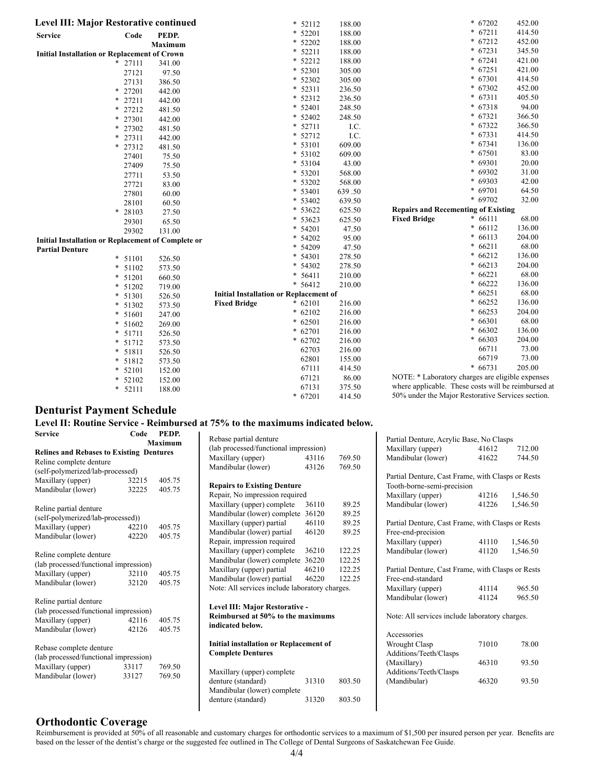## Level III: Major Restorative continued

| Service | Code | PEDP. Maximum |
|---|---|---|
| **Initial Installation or Replacement of Crown** | | |
| | * 27111 | 341.00 |
| | 27121 | 97.50 |
| | 27131 | 386.50 |
| | * 27201 | 442.00 |
| | * 27211 | 442.00 |
| | * 27212 | 481.50 |
| | * 27301 | 442.00 |
| | * 27302 | 481.50 |
| | * 27311 | 442.00 |
| | * 27312 | 481.50 |
| | 27401 | 75.50 |
| | 27409 | 75.50 |
| | 27711 | 53.50 |
| | 27721 | 83.00 |
| | 27801 | 60.00 |
| | 28101 | 60.50 |
| | * 28103 | 27.50 |
| | 29301 | 65.50 |
| | 29302 | 131.00 |
| **Initial Installation or Replacement of Complete or Partial Denture** | | |
| | * 51101 | 526.50 |
| | * 51102 | 573.50 |
| | * 51201 | 660.50 |
| | * 51202 | 719.00 |
| | * 51301 | 526.50 |
| | * 51302 | 573.50 |
| | * 51601 | 247.00 |
| | * 51602 | 269.00 |
| | * 51711 | 526.50 |
| | * 51712 | 573.50 |
| | * 51811 | 526.50 |
| | * 51812 | 573.50 |
| | * 52101 | 152.00 |
| | * 52102 | 152.00 |
| | * 52111 | 188.00 |
| | * 52112 | 188.00 |
| | * 52201 | 188.00 |
| | * 52202 | 188.00 |
| | * 52211 | 188.00 |
| | * 52212 | 188.00 |
| | * 52301 | 305.00 |
| | * 52302 | 305.00 |
| | * 52311 | 236.50 |
| | * 52312 | 236.50 |
| | * 52401 | 248.50 |
| | * 52402 | 248.50 |
| | * 52711 | I.C. |
| | * 52712 | I.C. |
| | * 53101 | 609.00 |
| | * 53102 | 609.00 |
| | * 53104 | 43.00 |
| | * 53201 | 568.00 |
| | * 53202 | 568.00 |
| | * 53401 | 639 .50 |
| | * 53402 | 639.50 |
| | * 53622 | 625.50 |
| | * 53623 | 625.50 |
| | * 54201 | 47.50 |
| | * 54202 | 95.00 |
| | * 54209 | 47.50 |
| | * 54301 | 278.50 |
| | * 54302 | 278.50 |
| | * 56411 | 210.00 |
| | * 56412 | 210.00 |
| **Initial Installation or Replacement of Fixed Bridge** | * 62101 | 216.00 |
| | * 62102 | 216.00 |
| | * 62501 | 216.00 |
| | * 62701 | 216.00 |
| | * 62702 | 216.00 |
| | 62703 | 216.00 |
| | 62801 | 155.00 |
| | 67111 | 414.50 |
| | 67121 | 86.00 |
| | 67131 | 375.50 |
| | * 67201 | 414.50 |
| | * 67202 | 452.00 |
| | * 67211 | 414.50 |
| | * 67212 | 452.00 |
| | * 67231 | 345.50 |
| | * 67241 | 421.00 |
| | * 67251 | 421.00 |
| | * 67301 | 414.50 |
| | * 67302 | 452.00 |
| | * 67311 | 405.50 |
| | * 67318 | 94.00 |
| | * 67321 | 366.50 |
| | * 67322 | 366.50 |
| | * 67331 | 414.50 |
| | * 67341 | 136.00 |
| | * 67501 | 83.00 |
| | * 69301 | 20.00 |
| | * 69302 | 31.00 |
| | * 69303 | 42.00 |
| | * 69701 | 64.50 |
| | * 69702 | 32.00 |
| **Repairs and Recementing of Existing Fixed Bridge** | * 66111 | 68.00 |
| | * 66112 | 136.00 |
| | * 66113 | 204.00 |
| | * 66211 | 68.00 |
| | * 66212 | 136.00 |
| | * 66213 | 204.00 |
| | * 66221 | 68.00 |
| | * 66222 | 136.00 |
| | * 66251 | 68.00 |
| | * 66252 | 136.00 |
| | * 66253 | 204.00 |
| | * 66301 | 68.00 |
| | * 66302 | 136.00 |
| | * 66303 | 204.00 |
| | 66711 | 73.00 |
| | 66719 | 73.00 |
| | * 66731 | 205.00 |

NOTE: * Laboratory charges are eligible expenses where applicable. These costs will be reimbursed at 50% under the Major Restorative Services section.

## Denturist Payment Schedule

### Level II: Routine Service - Reimbursed at 75% to the maximums indicated below.

| Service | Code | PEDP. Maximum |
|---|---|---|
| **Relines and Rebases to Existing Dentures** | | |
| Reline complete denture (self-polymerized/lab-processed) | | |
| Maxillary (upper) | 32215 | 405.75 |
| Mandibular (lower) | 32225 | 405.75 |
| Reline partial denture (self-polymerized/lab-processed)) | | |
| Maxillary (upper) | 42210 | 405.75 |
| Mandibular (lower) | 42220 | 405.75 |
| Reline complete denture (lab processed/functional impression) | | |
| Maxillary (upper) | 32110 | 405.75 |
| Mandibular (lower) | 32120 | 405.75 |
| Reline partial denture (lab processed/functional impression) | | |
| Maxillary (upper) | 42116 | 405.75 |
| Mandibular (lower) | 42126 | 405.75 |
| Rebase complete denture (lab processed/functional impression) | | |
| Maxillary (upper) | 33117 | 769.50 |
| Mandibular (lower) | 33127 | 769.50 |
| Rebase partial denture (lab processed/functional impression) | | |
| Maxillary (upper) | 43116 | 769.50 |
| Mandibular (lower) | 43126 | 769.50 |
| **Repairs to Existing Denture** | | |
| Repair, No impression required | | |
| Maxillary (upper) complete | 36110 | 89.25 |
| Mandibular (lower) complete | 36120 | 89.25 |
| Maxillary (upper) partial | 46110 | 89.25 |
| Mandibular (lower) partial | 46120 | 89.25 |
| Repair, impression required | | |
| Maxillary (upper) complete | 36210 | 122.25 |
| Mandibular (lower) complete | 36220 | 122.25 |
| Maxillary (upper) partial | 46210 | 122.25 |
| Mandibular (lower) partial | 46220 | 122.25 |

Note: All services include laboratory charges.

### Level III: Major Restorative - Reimbursed at 50% to the maximums indicated below.

| Service | Code | PEDP. Maximum |
|---|---|---|
| **Initial installation or Replacement of Complete Dentures** | | |
| Maxillary (upper) complete denture (standard) | 31310 | 803.50 |
| Mandibular (lower) complete denture (standard) | 31320 | 803.50 |
| Partial Denture, Acrylic Base, No Clasps | | |
| Maxillary (upper) | 41612 | 712.00 |
| Mandibular (lower) | 41622 | 744.50 |
| Partial Denture, Cast Frame, with Clasps or Rests Tooth-borne-semi-precision | | |
| Maxillary (upper) | 41216 | 1,546.50 |
| Mandibular (lower) | 41226 | 1,546.50 |
| Partial Denture, Cast Frame, with Clasps or Rests Free-end-precision | | |
| Maxillary (upper) | 41110 | 1,546.50 |
| Mandibular (lower) | 41120 | 1,546.50 |
| Partial Denture, Cast Frame, with Clasps or Rests Free-end-standard | | |
| Maxillary (upper) | 41114 | 965.50 |
| Mandibular (lower) | 41124 | 965.50 |

Note: All services include laboratory charges.

| Accessories | | |
|---|---|---|
| Wrought Clasp | 71010 | 78.00 |
| Additions/Teeth/Clasps (Maxillary) | 46310 | 93.50 |
| Additions/Teeth/Clasps (Mandibular) | 46320 | 93.50 |

## Orthodontic Coverage

Reimbursement is provided at 50% of all reasonable and customary charges for orthodontic services to a maximum of $1,500 per insured person per year. Benefits are based on the lesser of the dentist's charge or the suggested fee outlined in The College of Dental Surgeons of Saskatchewan Fee Guide.